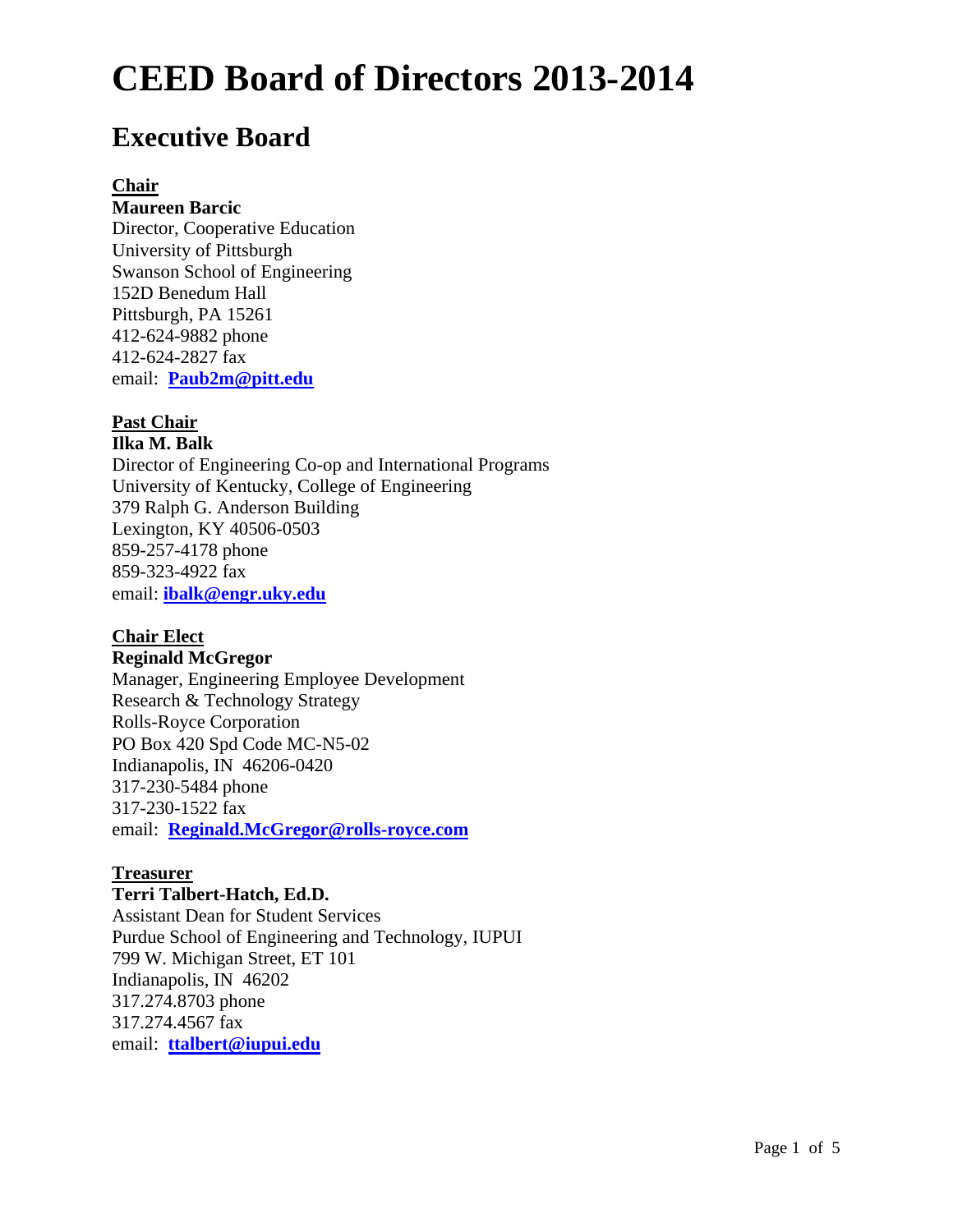# CEED Board of Directors 2013-2014

## Executive Board

**Chair**

**Maureen Barcic**
Director, Cooperative Education
University of Pittsburgh
Swanson School of Engineering
152D Benedum Hall
Pittsburgh, PA 15261
412-624-9882 phone
412-624-2827 fax
email: **Paub2m@pitt.edu**

**Past Chair**

**Ilka M. Balk**
Director of Engineering Co-op and International Programs
University of Kentucky, College of Engineering
379 Ralph G. Anderson Building
Lexington, KY 40506-0503
859-257-4178 phone
859-323-4922 fax
email: **ibalk@engr.uky.edu**

**Chair Elect**

**Reginald McGregor**
Manager, Engineering Employee Development
Research & Technology Strategy
Rolls-Royce Corporation
PO Box 420 Spd Code MC-N5-02
Indianapolis, IN 46206-0420
317-230-5484 phone
317-230-1522 fax
email: **Reginald.McGregor@rolls-royce.com**

**Treasurer**

**Terri Talbert-Hatch, Ed.D.**
Assistant Dean for Student Services
Purdue School of Engineering and Technology, IUPUI
799 W. Michigan Street, ET 101
Indianapolis, IN 46202
317.274.8703 phone
317.274.4567 fax
email: **ttalbert@iupui.edu**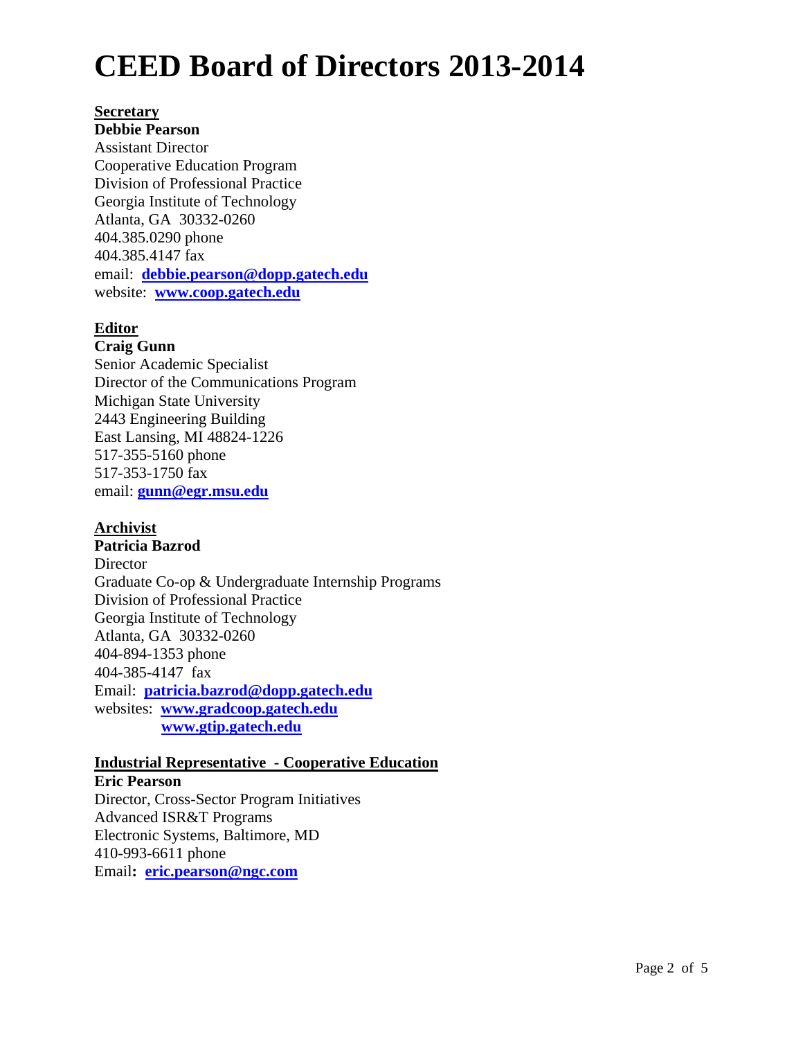# CEED Board of Directors 2013-2014

**Secretary**

**Debbie Pearson**
Assistant Director
Cooperative Education Program
Division of Professional Practice
Georgia Institute of Technology
Atlanta, GA 30332-0260
404.385.0290 phone
404.385.4147 fax
email: **debbie.pearson@dopp.gatech.edu**
website: **www.coop.gatech.edu**

**Editor**

**Craig Gunn**
Senior Academic Specialist
Director of the Communications Program
Michigan State University
2443 Engineering Building
East Lansing, MI 48824-1226
517-355-5160 phone
517-353-1750 fax
email: **gunn@egr.msu.edu**

**Archivist**

**Patricia Bazrod**
Director
Graduate Co-op & Undergraduate Internship Programs
Division of Professional Practice
Georgia Institute of Technology
Atlanta, GA 30332-0260
404-894-1353 phone
404-385-4147 fax
Email: **patricia.bazrod@dopp.gatech.edu**
websites: **www.gradcoop.gatech.edu**
**www.gtip.gatech.edu**

**Industrial Representative - Cooperative Education**

**Eric Pearson**
Director, Cross-Sector Program Initiatives
Advanced ISR&T Programs
Electronic Systems, Baltimore, MD
410-993-6611 phone
Email: **eric.pearson@ngc.com**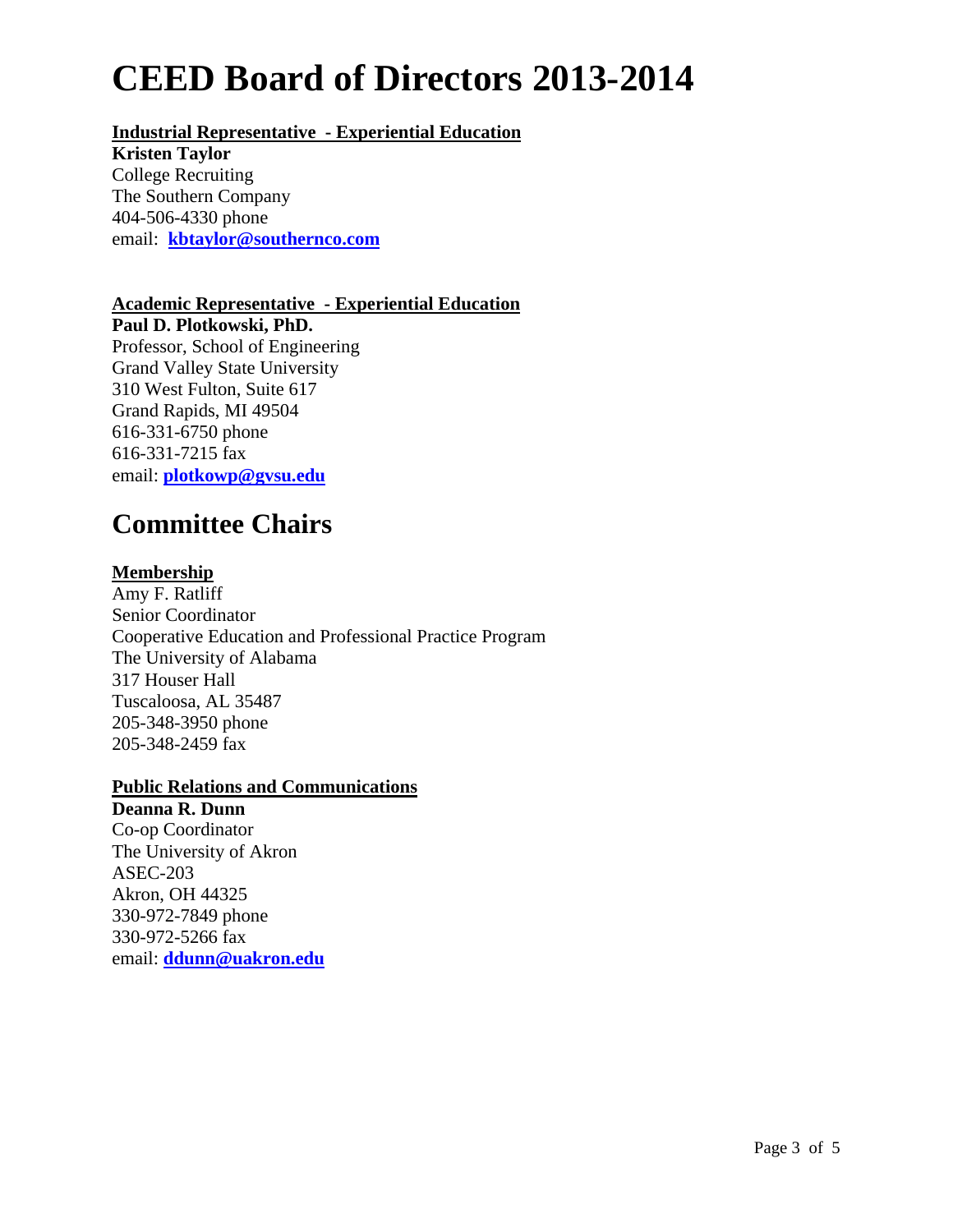# CEED Board of Directors 2013-2014

**Industrial Representative - Experiential Education**

**Kristen Taylor**
College Recruiting
The Southern Company
404-506-4330 phone
email: **kbtaylor@southernco.com**

**Academic Representative - Experiential Education**

**Paul D. Plotkowski, PhD.**
Professor, School of Engineering
Grand Valley State University
310 West Fulton, Suite 617
Grand Rapids, MI 49504
616-331-6750 phone
616-331-7215 fax
email: **plotkowp@gvsu.edu**

## Committee Chairs

**Membership**

Amy F. Ratliff
Senior Coordinator
Cooperative Education and Professional Practice Program
The University of Alabama
317 Houser Hall
Tuscaloosa, AL 35487
205-348-3950 phone
205-348-2459 fax

**Public Relations and Communications**

**Deanna R. Dunn**
Co-op Coordinator
The University of Akron
ASEC-203
Akron, OH 44325
330-972-7849 phone
330-972-5266 fax
email: **ddunn@uakron.edu**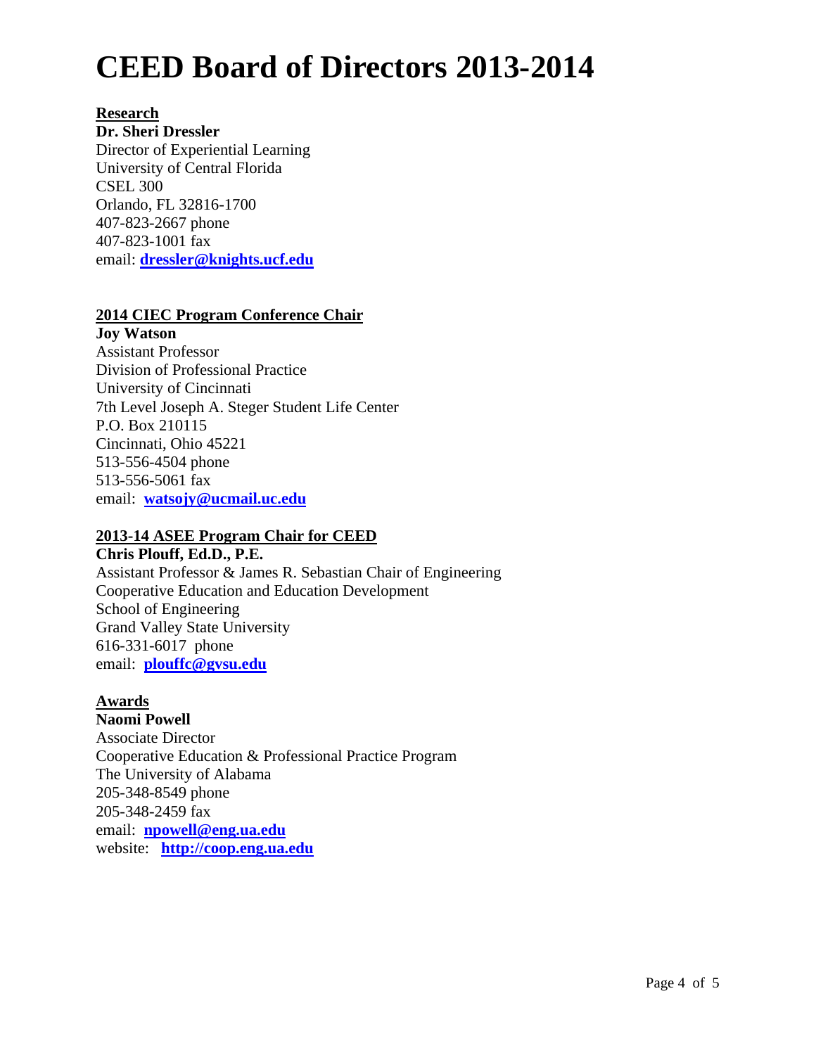# CEED Board of Directors 2013-2014

**Research**

**Dr. Sheri Dressler**
Director of Experiential Learning
University of Central Florida
CSEL 300
Orlando, FL 32816-1700
407-823-2667 phone
407-823-1001 fax
email: **dressler@knights.ucf.edu**

**2014 CIEC Program Conference Chair**

**Joy Watson**
Assistant Professor
Division of Professional Practice
University of Cincinnati
7th Level Joseph A. Steger Student Life Center
P.O. Box 210115
Cincinnati, Ohio 45221
513-556-4504 phone
513-556-5061 fax
email: **watsojy@ucmail.uc.edu**

**2013-14 ASEE Program Chair for CEED**

**Chris Plouff, Ed.D., P.E.**
Assistant Professor & James R. Sebastian Chair of Engineering
Cooperative Education and Education Development
School of Engineering
Grand Valley State University
616-331-6017 phone
email: **plouffc@gvsu.edu**

**Awards**

**Naomi Powell**
Associate Director
Cooperative Education & Professional Practice Program
The University of Alabama
205-348-8549 phone
205-348-2459 fax
email: **npowell@eng.ua.edu**
website: **http://coop.eng.ua.edu**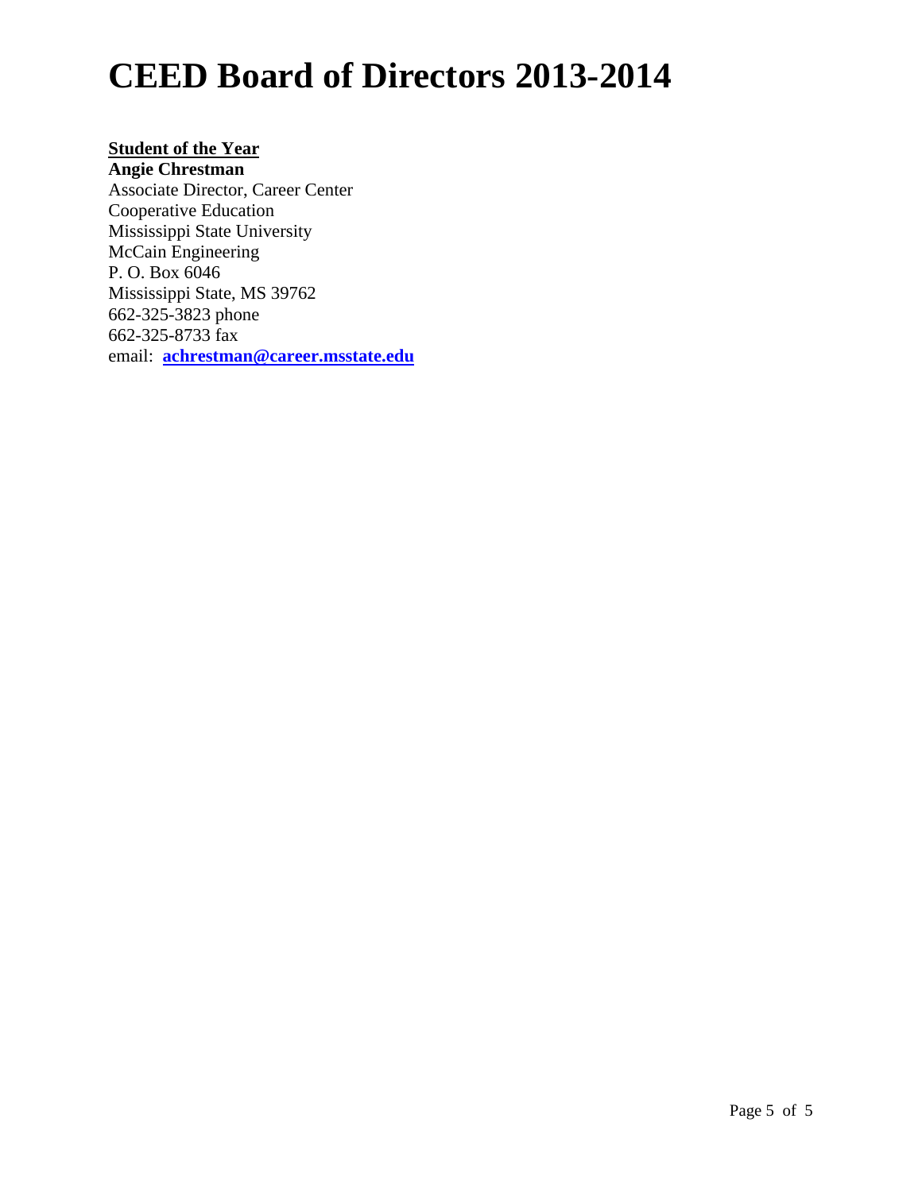# CEED Board of Directors 2013-2014

**Student of the Year**

**Angie Chrestman**
Associate Director, Career Center
Cooperative Education
Mississippi State University
McCain Engineering
P. O. Box 6046
Mississippi State, MS 39762
662-325-3823 phone
662-325-8733 fax
email: **achrestman@career.msstate.edu**